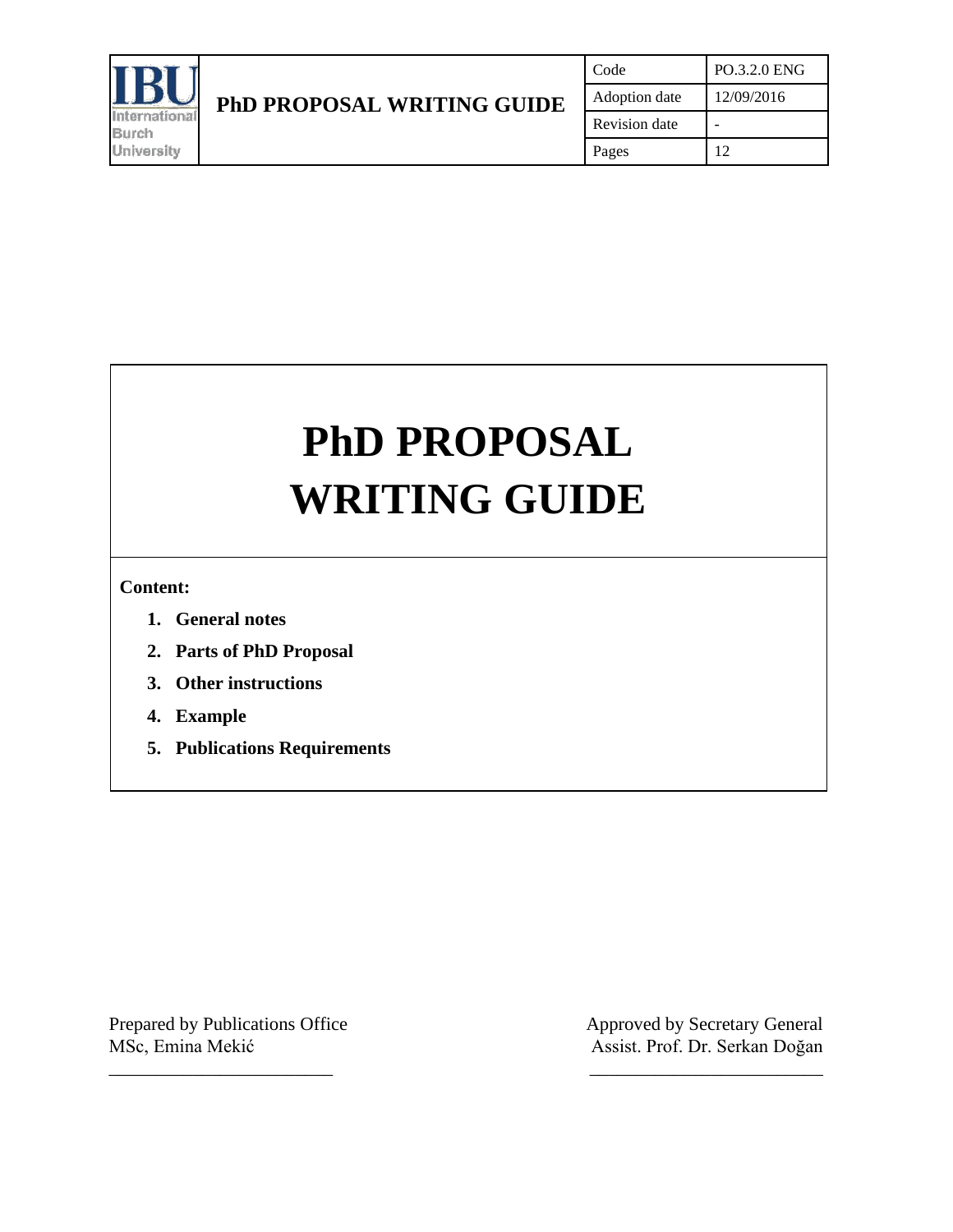| IBU International Burch University | PhD PROPOSAL WRITING GUIDE | Code | PO.3.2.0 ENG |
|---|---|---|---|
| | | Adoption date | 12/09/2016 |
| | | Revision date | - |
| | | Pages | 12 |

# PhD PROPOSAL WRITING GUIDE

**Content:**

1. **General notes**
2. **Parts of PhD Proposal**
3. **Other instructions**
4. **Example**
5. **Publications Requirements**

Prepared by Publications Office
MSc, Emina Mekić
_________________________

Approved by Secretary General
Assist. Prof. Dr. Serkan Doğan
_________________________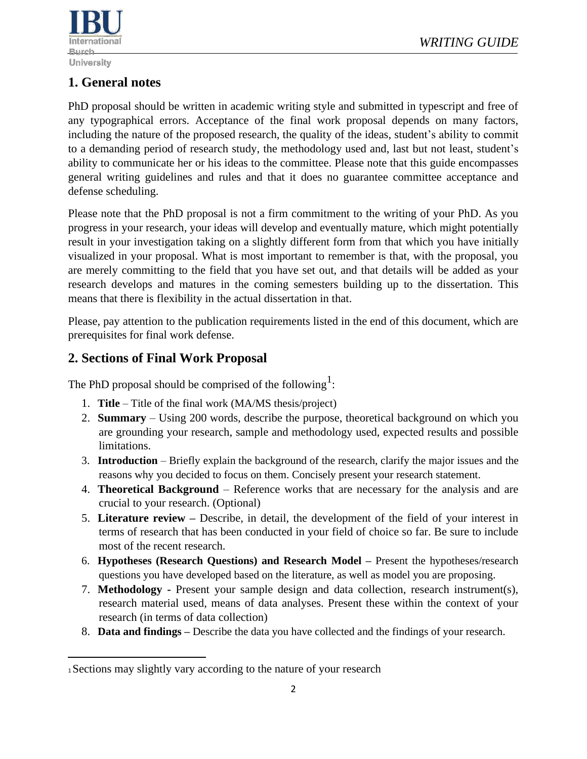## 1. General notes

PhD proposal should be written in academic writing style and submitted in typescript and free of any typographical errors. Acceptance of the final work proposal depends on many factors, including the nature of the proposed research, the quality of the ideas, student's ability to commit to a demanding period of research study, the methodology used and, last but not least, student's ability to communicate her or his ideas to the committee. Please note that this guide encompasses general writing guidelines and rules and that it does no guarantee committee acceptance and defense scheduling.

Please note that the PhD proposal is not a firm commitment to the writing of your PhD. As you progress in your research, your ideas will develop and eventually mature, which might potentially result in your investigation taking on a slightly different form from that which you have initially visualized in your proposal. What is most important to remember is that, with the proposal, you are merely committing to the field that you have set out, and that details will be added as your research develops and matures in the coming semesters building up to the dissertation. This means that there is flexibility in the actual dissertation in that.

Please, pay attention to the publication requirements listed in the end of this document, which are prerequisites for final work defense.

## 2. Sections of Final Work Proposal

The PhD proposal should be comprised of the following[1]:

1. **Title** – Title of the final work (MA/MS thesis/project)
2. **Summary** – Using 200 words, describe the purpose, theoretical background on which you are grounding your research, sample and methodology used, expected results and possible limitations.
3. **Introduction** – Briefly explain the background of the research, clarify the major issues and the reasons why you decided to focus on them. Concisely present your research statement.
4. **Theoretical Background** – Reference works that are necessary for the analysis and are crucial to your research. (Optional)
5. **Literature review –** Describe, in detail, the development of the field of your interest in terms of research that has been conducted in your field of choice so far. Be sure to include most of the recent research.
6. **Hypotheses (Research Questions) and Research Model –** Present the hypotheses/research questions you have developed based on the literature, as well as model you are proposing.
7. **Methodology -** Present your sample design and data collection, research instrument(s), research material used, means of data analyses. Present these within the context of your research (in terms of data collection)
8. **Data and findings –** Describe the data you have collected and the findings of your research.

---

[1] Sections may slightly vary according to the nature of your research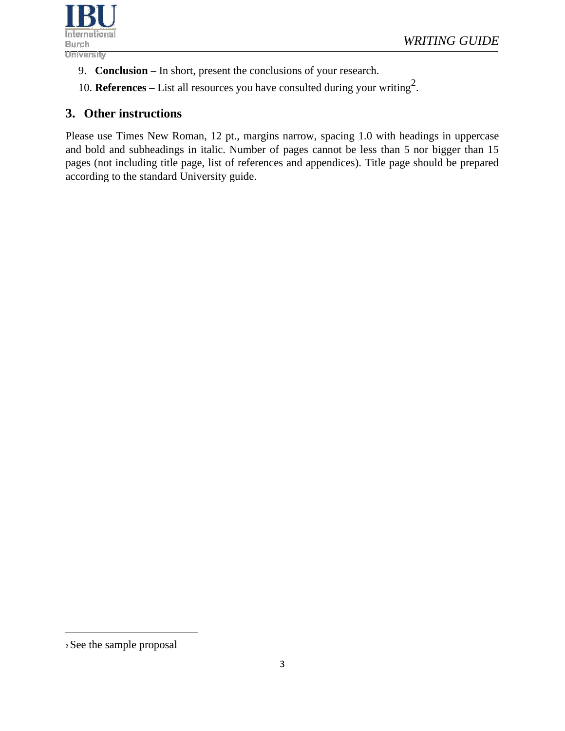9. **Conclusion –** In short, present the conclusions of your research.
10. **References –** List all resources you have consulted during your writing[2].

## 3. Other instructions

Please use Times New Roman, 12 pt., margins narrow, spacing 1.0 with headings in uppercase and bold and subheadings in italic. Number of pages cannot be less than 5 nor bigger than 15 pages (not including title page, list of references and appendices). Title page should be prepared according to the standard University guide.

[2] See the sample proposal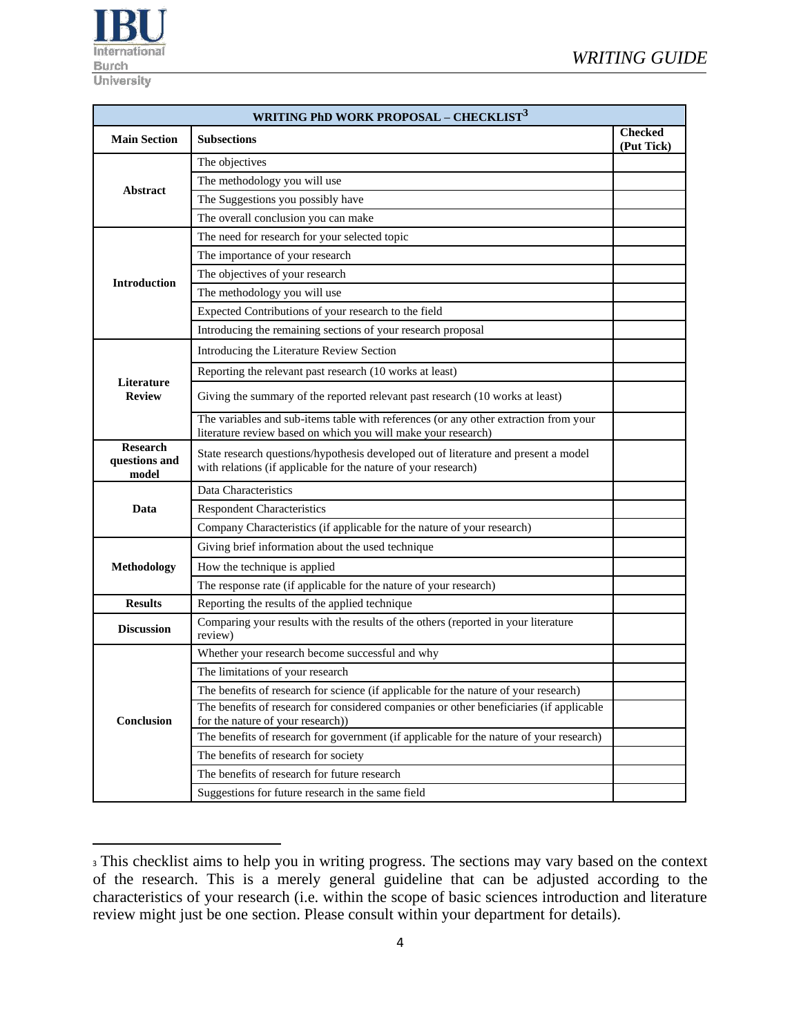| WRITING PhD WORK PROPOSAL – CHECKLIST[3] | | |
|---|---|---|
| **Main Section** | **Subsections** | **Checked (Put Tick)** |
| **Abstract** | The objectives | |
| | The methodology you will use | |
| | The Suggestions you possibly have | |
| | The overall conclusion you can make | |
| **Introduction** | The need for research for your selected topic | |
| | The importance of your research | |
| | The objectives of your research | |
| | The methodology you will use | |
| | Expected Contributions of your research to the field | |
| | Introducing the remaining sections of your research proposal | |
| **Literature Review** | Introducing the Literature Review Section | |
| | Reporting the relevant past research (10 works at least) | |
| | Giving the summary of the reported relevant past research (10 works at least) | |
| | The variables and sub-items table with references (or any other extraction from your literature review based on which you will make your research) | |
| **Research questions and model** | State research questions/hypothesis developed out of literature and present a model with relations (if applicable for the nature of your research) | |
| **Data** | Data Characteristics | |
| | Respondent Characteristics | |
| | Company Characteristics (if applicable for the nature of your research) | |
| **Methodology** | Giving brief information about the used technique | |
| | How the technique is applied | |
| | The response rate (if applicable for the nature of your research) | |
| **Results** | Reporting the results of the applied technique | |
| **Discussion** | Comparing your results with the results of the others (reported in your literature review) | |
| **Conclusion** | Whether your research become successful and why | |
| | The limitations of your research | |
| | The benefits of research for science (if applicable for the nature of your research) | |
| | The benefits of research for considered companies or other beneficiaries (if applicable for the nature of your research)) | |
| | The benefits of research for government (if applicable for the nature of your research) | |
| | The benefits of research for society | |
| | The benefits of research for future research | |
| | Suggestions for future research in the same field | |

[3] This checklist aims to help you in writing progress. The sections may vary based on the context of the research. This is a merely general guideline that can be adjusted according to the characteristics of your research (i.e. within the scope of basic sciences introduction and literature review might just be one section. Please consult within your department for details).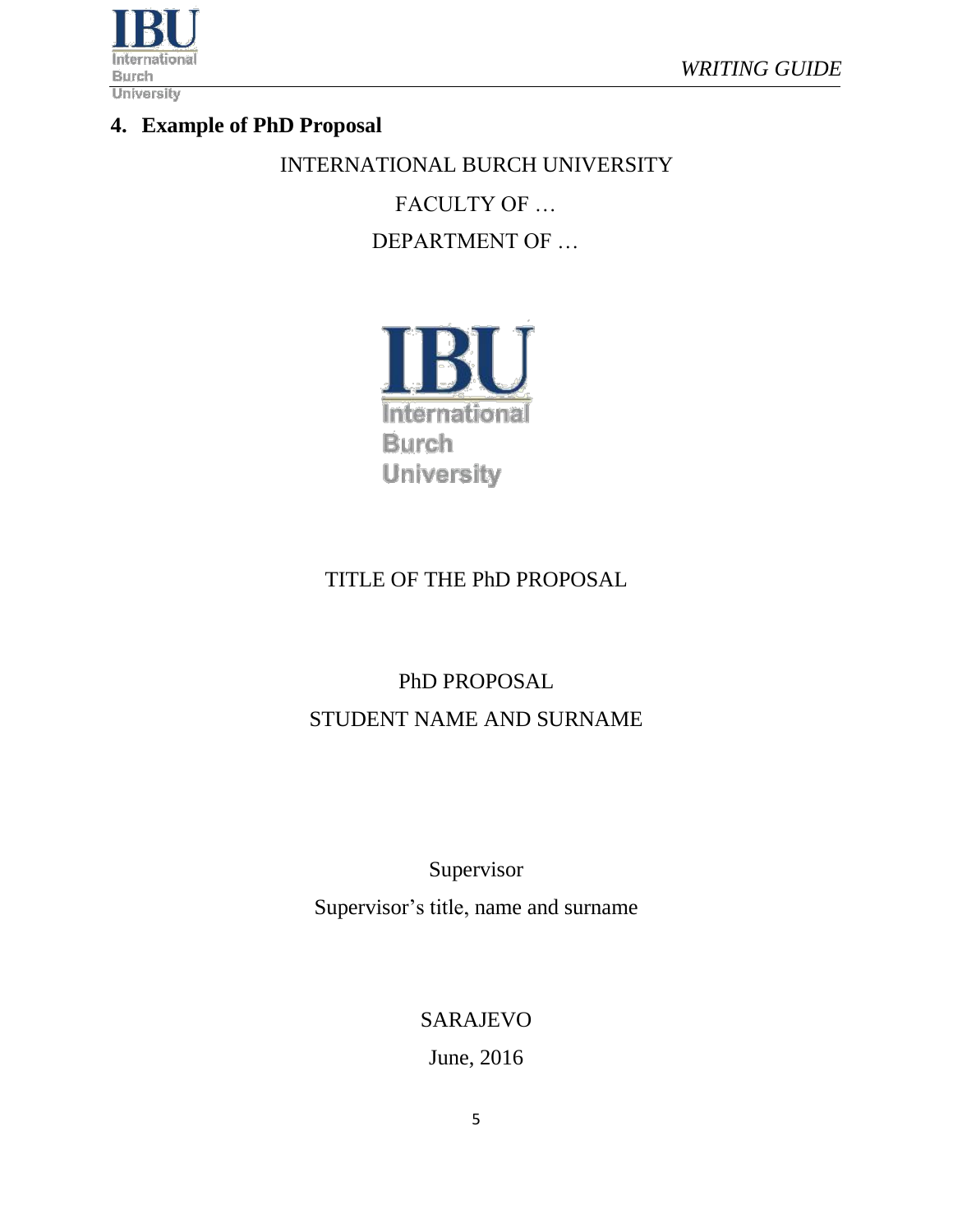## 4. Example of PhD Proposal

INTERNATIONAL BURCH UNIVERSITY

FACULTY OF …

DEPARTMENT OF …

TITLE OF THE PhD PROPOSAL

PhD PROPOSAL

STUDENT NAME AND SURNAME

Supervisor

Supervisor's title, name and surname

SARAJEVO

June, 2016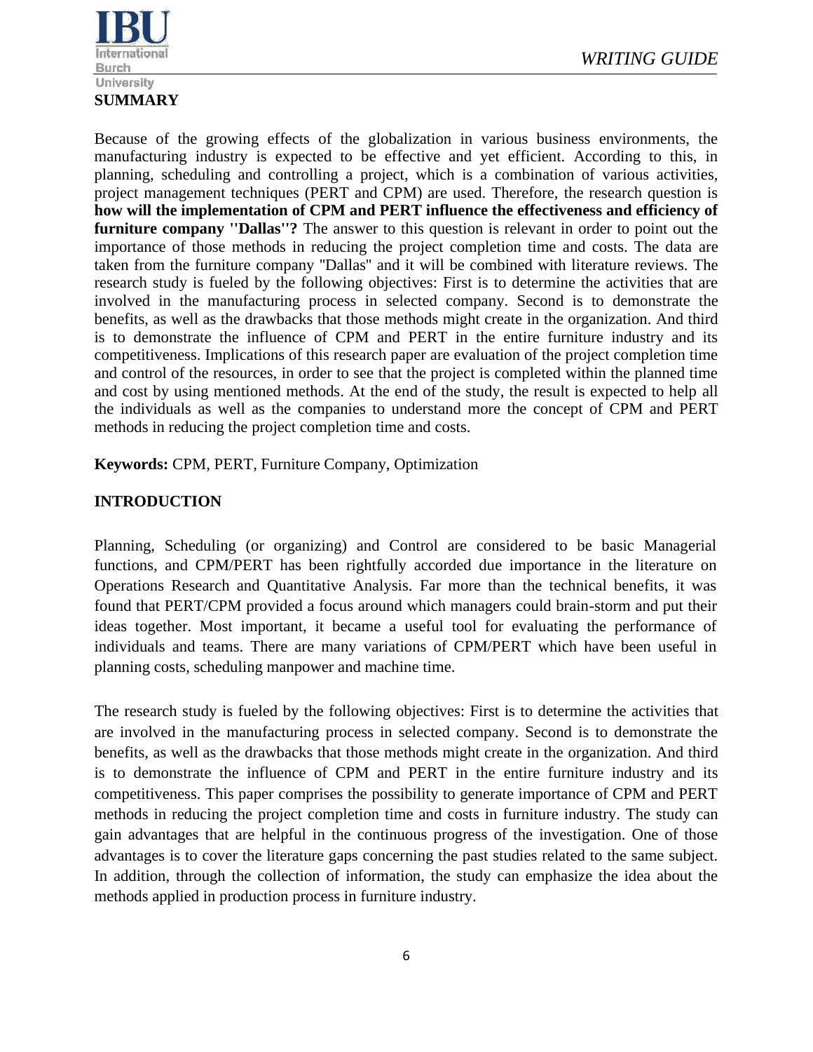## SUMMARY

Because of the growing effects of the globalization in various business environments, the manufacturing industry is expected to be effective and yet efficient. According to this, in planning, scheduling and controlling a project, which is a combination of various activities, project management techniques (PERT and CPM) are used. Therefore, the research question is **how will the implementation of CPM and PERT influence the effectiveness and efficiency of furniture company ''Dallas''?** The answer to this question is relevant in order to point out the importance of those methods in reducing the project completion time and costs. The data are taken from the furniture company ''Dallas'' and it will be combined with literature reviews. The research study is fueled by the following objectives: First is to determine the activities that are involved in the manufacturing process in selected company. Second is to demonstrate the benefits, as well as the drawbacks that those methods might create in the organization. And third is to demonstrate the influence of CPM and PERT in the entire furniture industry and its competitiveness. Implications of this research paper are evaluation of the project completion time and control of the resources, in order to see that the project is completed within the planned time and cost by using mentioned methods. At the end of the study, the result is expected to help all the individuals as well as the companies to understand more the concept of CPM and PERT methods in reducing the project completion time and costs.

**Keywords:** CPM, PERT, Furniture Company, Optimization

## INTRODUCTION

Planning, Scheduling (or organizing) and Control are considered to be basic Managerial functions, and CPM/PERT has been rightfully accorded due importance in the literature on Operations Research and Quantitative Analysis. Far more than the technical benefits, it was found that PERT/CPM provided a focus around which managers could brain-storm and put their ideas together. Most important, it became a useful tool for evaluating the performance of individuals and teams. There are many variations of CPM/PERT which have been useful in planning costs, scheduling manpower and machine time.

The research study is fueled by the following objectives: First is to determine the activities that are involved in the manufacturing process in selected company. Second is to demonstrate the benefits, as well as the drawbacks that those methods might create in the organization. And third is to demonstrate the influence of CPM and PERT in the entire furniture industry and its competitiveness. This paper comprises the possibility to generate importance of CPM and PERT methods in reducing the project completion time and costs in furniture industry. The study can gain advantages that are helpful in the continuous progress of the investigation. One of those advantages is to cover the literature gaps concerning the past studies related to the same subject. In addition, through the collection of information, the study can emphasize the idea about the methods applied in production process in furniture industry.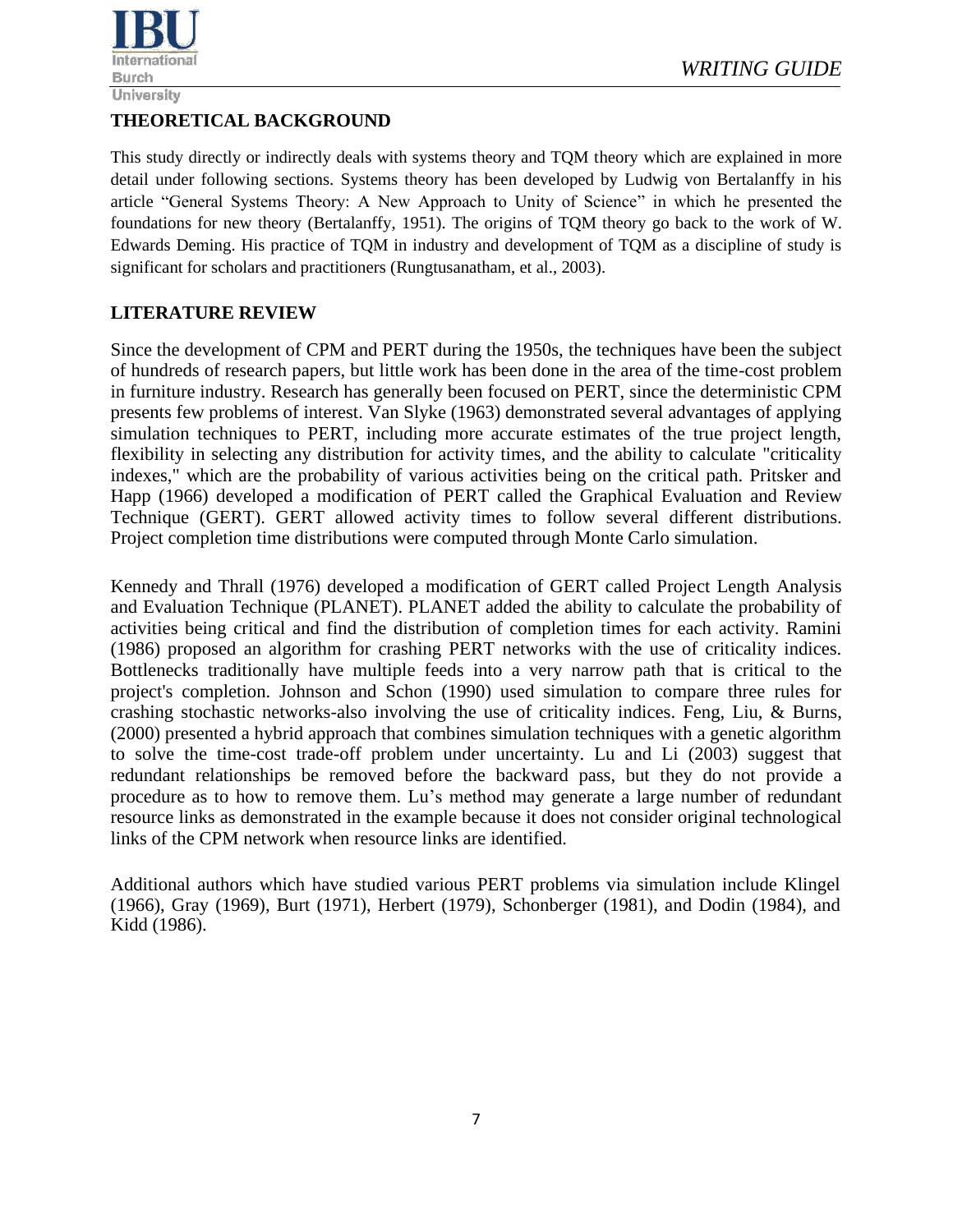## THEORETICAL BACKGROUND

This study directly or indirectly deals with systems theory and TQM theory which are explained in more detail under following sections. Systems theory has been developed by Ludwig von Bertalanffy in his article "General Systems Theory: A New Approach to Unity of Science" in which he presented the foundations for new theory (Bertalanffy, 1951). The origins of TQM theory go back to the work of W. Edwards Deming. His practice of TQM in industry and development of TQM as a discipline of study is significant for scholars and practitioners (Rungtusanatham, et al., 2003).

## LITERATURE REVIEW

Since the development of CPM and PERT during the 1950s, the techniques have been the subject of hundreds of research papers, but little work has been done in the area of the time-cost problem in furniture industry. Research has generally been focused on PERT, since the deterministic CPM presents few problems of interest. Van Slyke (1963) demonstrated several advantages of applying simulation techniques to PERT, including more accurate estimates of the true project length, flexibility in selecting any distribution for activity times, and the ability to calculate "criticality indexes," which are the probability of various activities being on the critical path. Pritsker and Happ (1966) developed a modification of PERT called the Graphical Evaluation and Review Technique (GERT). GERT allowed activity times to follow several different distributions. Project completion time distributions were computed through Monte Carlo simulation.

Kennedy and Thrall (1976) developed a modification of GERT called Project Length Analysis and Evaluation Technique (PLANET). PLANET added the ability to calculate the probability of activities being critical and find the distribution of completion times for each activity. Ramini (1986) proposed an algorithm for crashing PERT networks with the use of criticality indices. Bottlenecks traditionally have multiple feeds into a very narrow path that is critical to the project's completion. Johnson and Schon (1990) used simulation to compare three rules for crashing stochastic networks-also involving the use of criticality indices. Feng, Liu, & Burns, (2000) presented a hybrid approach that combines simulation techniques with a genetic algorithm to solve the time-cost trade-off problem under uncertainty. Lu and Li (2003) suggest that redundant relationships be removed before the backward pass, but they do not provide a procedure as to how to remove them. Lu's method may generate a large number of redundant resource links as demonstrated in the example because it does not consider original technological links of the CPM network when resource links are identified.

Additional authors which have studied various PERT problems via simulation include Klingel (1966), Gray (1969), Burt (1971), Herbert (1979), Schonberger (1981), and Dodin (1984), and Kidd (1986).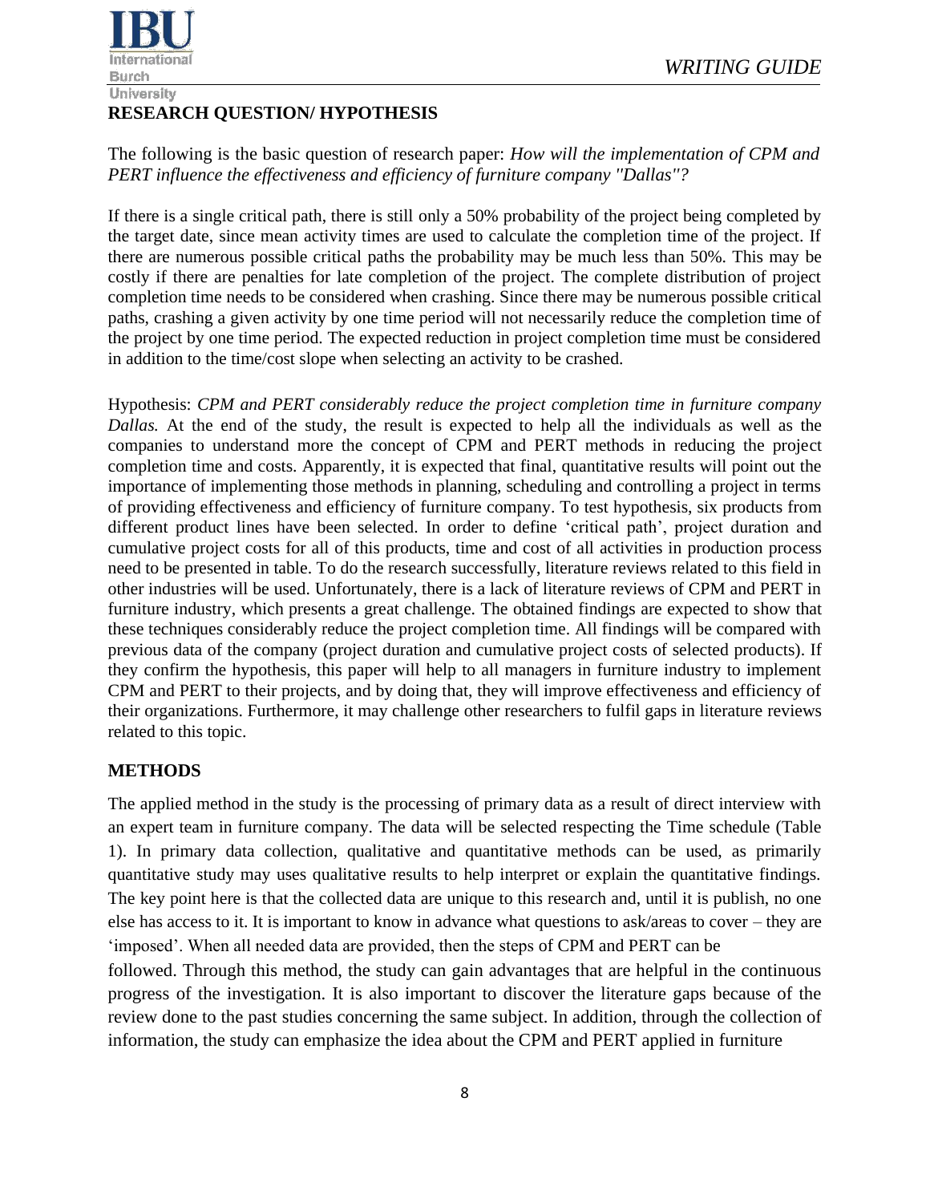**RESEARCH QUESTION/ HYPOTHESIS**

The following is the basic question of research paper: *How will the implementation of CPM and PERT influence the effectiveness and efficiency of furniture company "Dallas"?*

If there is a single critical path, there is still only a 50% probability of the project being completed by the target date, since mean activity times are used to calculate the completion time of the project. If there are numerous possible critical paths the probability may be much less than 50%. This may be costly if there are penalties for late completion of the project. The complete distribution of project completion time needs to be considered when crashing. Since there may be numerous possible critical paths, crashing a given activity by one time period will not necessarily reduce the completion time of the project by one time period. The expected reduction in project completion time must be considered in addition to the time/cost slope when selecting an activity to be crashed.

Hypothesis: *CPM and PERT considerably reduce the project completion time in furniture company Dallas.* At the end of the study, the result is expected to help all the individuals as well as the companies to understand more the concept of CPM and PERT methods in reducing the project completion time and costs. Apparently, it is expected that final, quantitative results will point out the importance of implementing those methods in planning, scheduling and controlling a project in terms of providing effectiveness and efficiency of furniture company. To test hypothesis, six products from different product lines have been selected. In order to define 'critical path', project duration and cumulative project costs for all of this products, time and cost of all activities in production process need to be presented in table. To do the research successfully, literature reviews related to this field in other industries will be used. Unfortunately, there is a lack of literature reviews of CPM and PERT in furniture industry, which presents a great challenge. The obtained findings are expected to show that these techniques considerably reduce the project completion time. All findings will be compared with previous data of the company (project duration and cumulative project costs of selected products). If they confirm the hypothesis, this paper will help to all managers in furniture industry to implement CPM and PERT to their projects, and by doing that, they will improve effectiveness and efficiency of their organizations. Furthermore, it may challenge other researchers to fulfil gaps in literature reviews related to this topic.

## METHODS

The applied method in the study is the processing of primary data as a result of direct interview with an expert team in furniture company. The data will be selected respecting the Time schedule (Table 1). In primary data collection, qualitative and quantitative methods can be used, as primarily quantitative study may uses qualitative results to help interpret or explain the quantitative findings. The key point here is that the collected data are unique to this research and, until it is publish, no one else has access to it. It is important to know in advance what questions to ask/areas to cover – they are 'imposed'. When all needed data are provided, then the steps of CPM and PERT can be followed. Through this method, the study can gain advantages that are helpful in the continuous progress of the investigation. It is also important to discover the literature gaps because of the review done to the past studies concerning the same subject. In addition, through the collection of information, the study can emphasize the idea about the CPM and PERT applied in furniture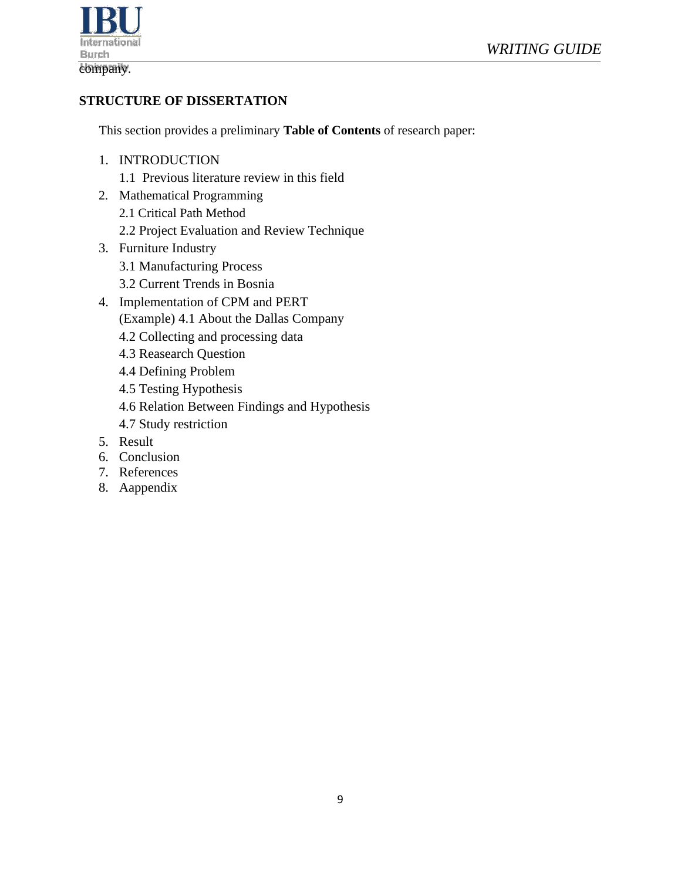company.

**STRUCTURE OF DISSERTATION**

This section provides a preliminary **Table of Contents** of research paper:

1. INTRODUCTION
   1.1 Previous literature review in this field
2. Mathematical Programming
   2.1 Critical Path Method
   2.2 Project Evaluation and Review Technique
3. Furniture Industry
   3.1 Manufacturing Process
   3.2 Current Trends in Bosnia
4. Implementation of CPM and PERT (Example)
   4.1 About the Dallas Company
   4.2 Collecting and processing data
   4.3 Reasearch Question
   4.4 Defining Problem
   4.5 Testing Hypothesis
   4.6 Relation Between Findings and Hypothesis
   4.7 Study restriction
5. Result
6. Conclusion
7. References
8. Aappendix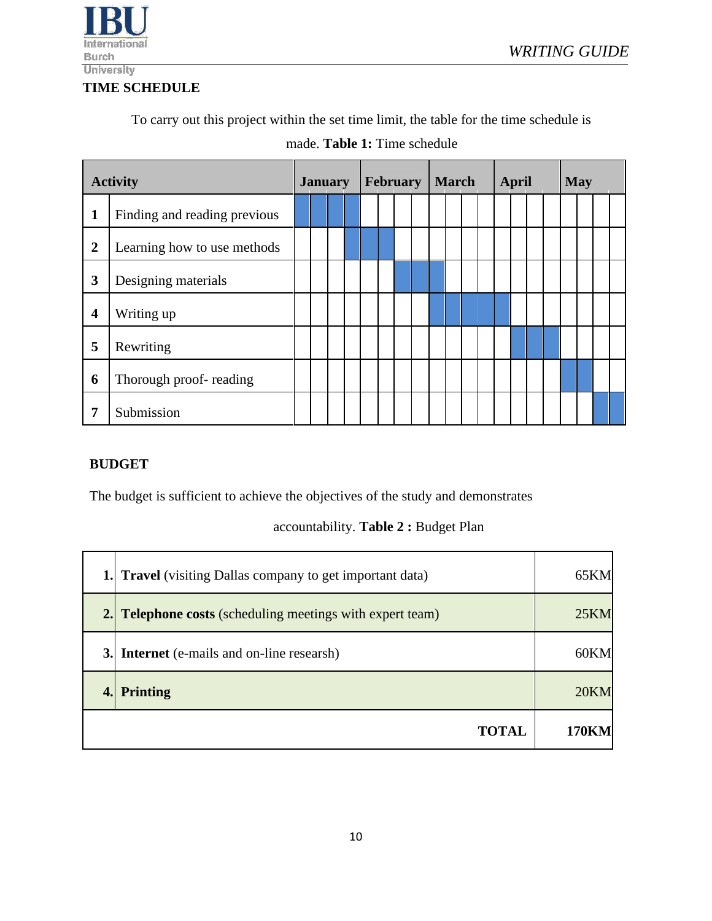## TIME SCHEDULE

To carry out this project within the set time limit, the table for the time schedule is made. **Table 1:** Time schedule

| | Activity | January | | | | February | | | | March | | | | April | | | | May | | | |
|---|---|---|---|---|---|---|---|---|---|---|---|---|---|---|---|---|---|---|---|---|---|
| **1** | Finding and reading previous | X | X | X | X | | | | | | | | | | | | | | | | |
| **2** | Learning how to use methods | | | | X | X | X | | | | | | | | | | | | | | |
| **3** | Designing materials | | | | | | | X | X | X | | | | | | | | | | | |
| **4** | Writing up | | | | | | | | | X | X | X | X | X | | | | | | | |
| **5** | Rewriting | | | | | | | | | | | | | | X | X | X | | | | |
| **6** | Thorough proof- reading | | | | | | | | | | | | | | | | | X | X | | |
| **7** | Submission | | | | | | | | | | | | | | | | | | | X | X |

## BUDGET

The budget is sufficient to achieve the objectives of the study and demonstrates accountability. **Table 2 :** Budget Plan

| | | |
|---|---|---|
| **1.** | **Travel** (visiting Dallas company to get important data) | 65KM |
| **2.** | **Telephone costs** (scheduling meetings with expert team) | 25KM |
| **3.** | **Internet** (e-mails and on-line researsh) | 60KM |
| **4.** | **Printing** | 20KM |
| | **TOTAL** | **170KM** |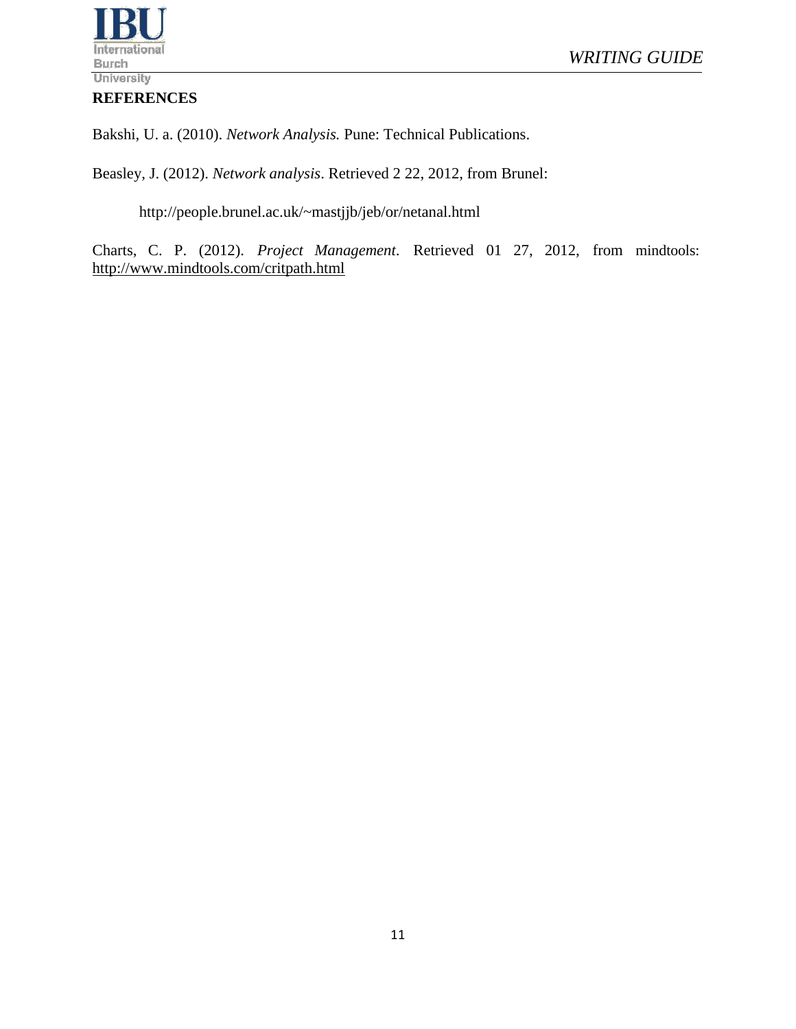## REFERENCES

Bakshi, U. a. (2010). *Network Analysis.* Pune: Technical Publications.

Beasley, J. (2012). *Network analysis*. Retrieved 2 22, 2012, from Brunel:

http://people.brunel.ac.uk/~mastjjb/jeb/or/netanal.html

Charts, C. P. (2012). *Project Management*. Retrieved 01 27, 2012, from mindtools: http://www.mindtools.com/critpath.html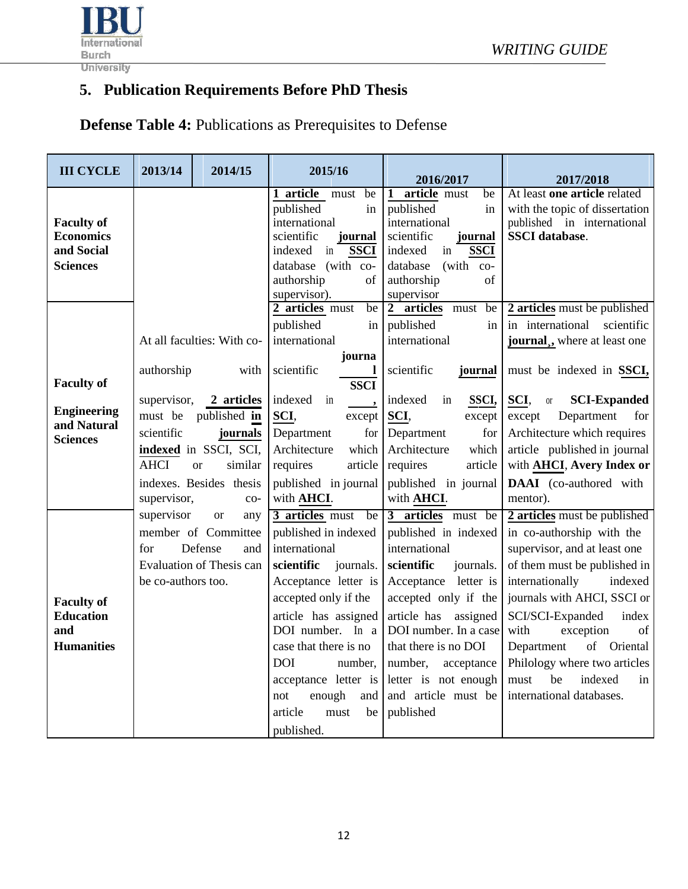## 5. Publication Requirements Before PhD Thesis

**Defense Table 4:** Publications as Prerequisites to Defense

| III CYCLE | 2013/14 | 2014/15 | 2015/16 | 2016/2017 | 2017/2018 |
|---|---|---|---|---|---|
| **Faculty of Economics and Social Sciences** | At all faculties: With co-authorship with supervisor, **2 articles** must be published **in** scientific **journals indexed** in SSCI, SCI, AHCI or similar indexes. Besides thesis supervisor, co-supervisor or any member of Committee for Defense and Evaluation of Thesis can be co-authors too. | | **1 article** must be published in international scientific **journal** indexed in **SSCI** database (with co-authorship of supervisor). | **1 article** must be published in international scientific **journal** indexed in **SSCI** database (with co-authorship of supervisor | At least **one article** related with the topic of dissertation published in international **SSCI database**. |
| **Faculty of Engineering and Natural Sciences** | | | **2 articles** must be published in international scientific **journal** indexed in **SSCI**, **SCI**, except Department for Architecture which requires article published in journal with **AHCI**. | **2 articles** must be published in international scientific **journal** indexed in **SSCI**, **SCI**, except Department for Architecture which requires article published in journal with **AHCI**. | **2 articles** must be published in international scientific **journal,**, where at least one must be indexed in **SSCI, SCI**, or **SCI-Expanded** except Department for Architecture which requires article published in journal with **AHCI**, **Avery Index or DAAI** (co-authored with mentor). |
| **Faculty of Education and Humanities** | | | **3 articles** must be published in indexed international **scientific** journals. Acceptance letter is accepted only if the article has assigned DOI number. In a case that there is no DOI number, acceptance letter is not enough and article must be published. | **3 articles** must be published in indexed international **scientific** journals. Acceptance letter is accepted only if the article has assigned DOI number. In a case that there is no DOI number, acceptance letter is not enough and article must be published | **2 articles** must be published in co-authorship with the supervisor, and at least one of them must be published in internationally indexed journals with AHCI, SSCI or SCI/SCI-Expanded index with exception of Department of Oriental Philology where two articles must be indexed in international databases. |